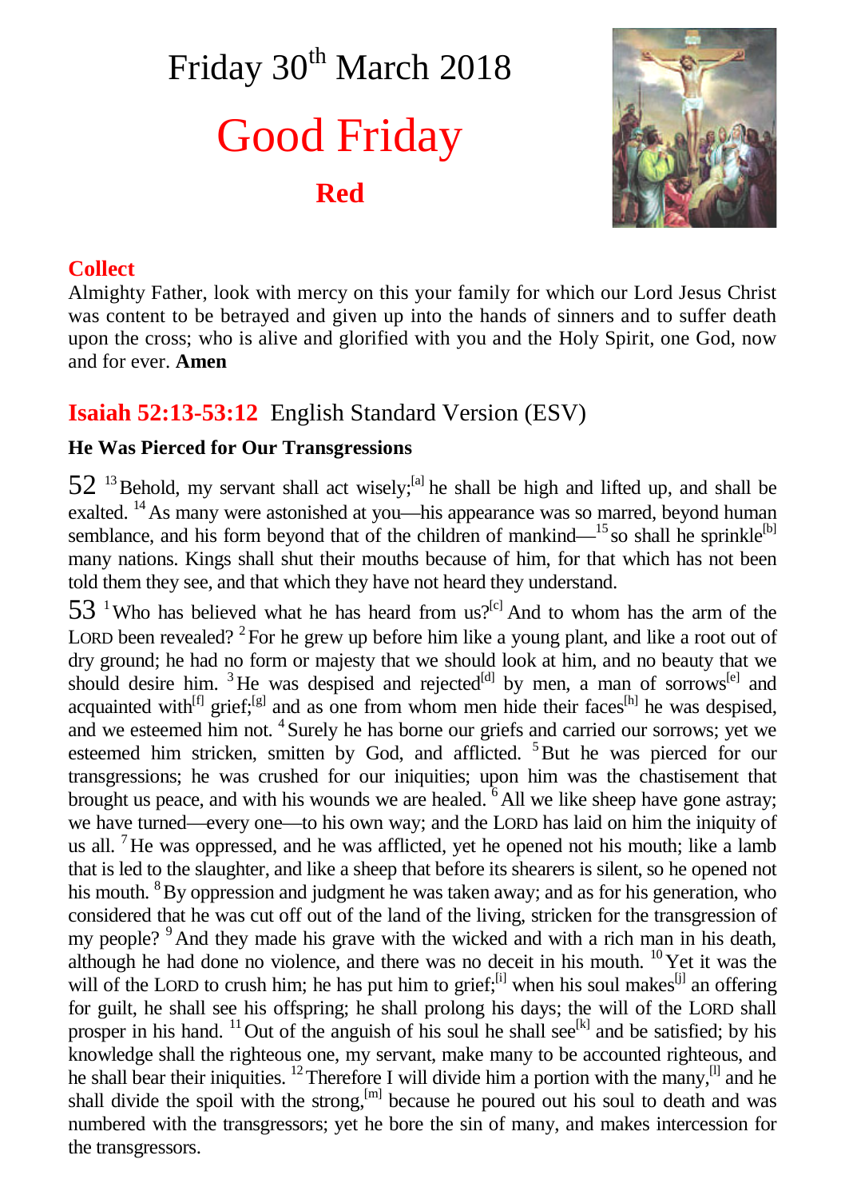# Friday 30th March 2018

# Good Friday

**Red**

## Collect

Almighty Father, look with mercy on this your family for which our Lord Jesus Christ was content to be betrayed and given up into the hands of sinners and to suffer death upon the cross; who is alive and glorified with you and the Holy Spirit, one God, now and for ever. **Amen**

## Isaiah 52:13-53:12 English Standard Version (ESV)

### He Was Pierced for Our Transgressions

52 [13] Behold, my servant shall act wisely;[a] he shall be high and lifted up, and shall be exalted. [14] As many were astonished at you—his appearance was so marred, beyond human semblance, and his form beyond that of the children of mankind—[15] so shall he sprinkle[b] many nations. Kings shall shut their mouths because of him, for that which has not been told them they see, and that which they have not heard they understand.

53 [1] Who has believed what he has heard from us?[c] And to whom has the arm of the LORD been revealed? [2] For he grew up before him like a young plant, and like a root out of dry ground; he had no form or majesty that we should look at him, and no beauty that we should desire him. [3] He was despised and rejected[d] by men, a man of sorrows[e] and acquainted with[f] grief;[g] and as one from whom men hide their faces[h] he was despised, and we esteemed him not. [4] Surely he has borne our griefs and carried our sorrows; yet we esteemed him stricken, smitten by God, and afflicted. [5] But he was pierced for our transgressions; he was crushed for our iniquities; upon him was the chastisement that brought us peace, and with his wounds we are healed. [6] All we like sheep have gone astray; we have turned—every one—to his own way; and the LORD has laid on him the iniquity of us all. [7] He was oppressed, and he was afflicted, yet he opened not his mouth; like a lamb that is led to the slaughter, and like a sheep that before its shearers is silent, so he opened not his mouth. [8] By oppression and judgment he was taken away; and as for his generation, who considered that he was cut off out of the land of the living, stricken for the transgression of my people? [9] And they made his grave with the wicked and with a rich man in his death, although he had done no violence, and there was no deceit in his mouth. [10] Yet it was the will of the LORD to crush him; he has put him to grief;[i] when his soul makes[j] an offering for guilt, he shall see his offspring; he shall prolong his days; the will of the LORD shall prosper in his hand. [11] Out of the anguish of his soul he shall see[k] and be satisfied; by his knowledge shall the righteous one, my servant, make many to be accounted righteous, and he shall bear their iniquities. [12] Therefore I will divide him a portion with the many,[l] and he shall divide the spoil with the strong,[m] because he poured out his soul to death and was numbered with the transgressors; yet he bore the sin of many, and makes intercession for the transgressors.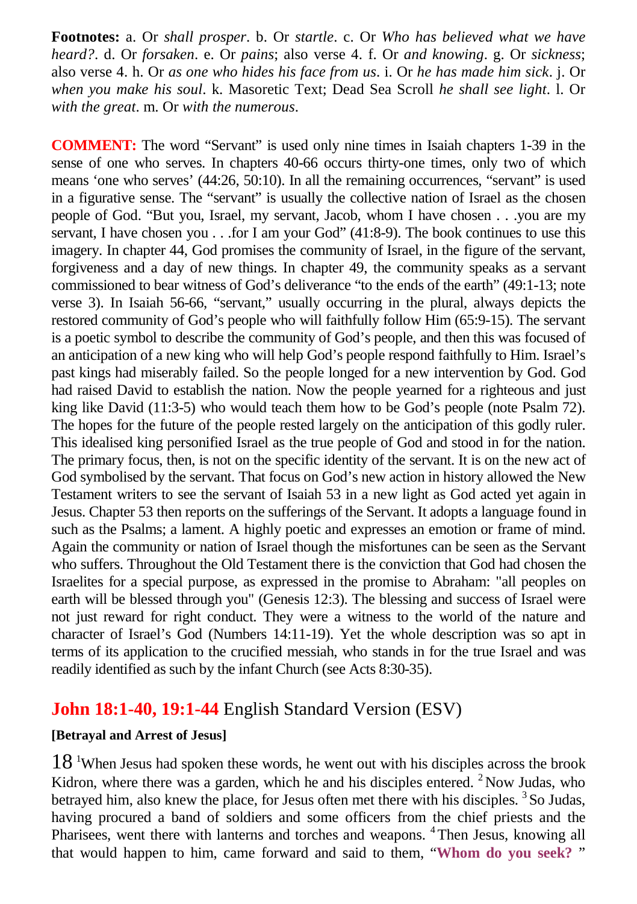**Footnotes:** a. Or *shall prosper*. b. Or *startle*. c. Or *Who has believed what we have heard?*. d. Or *forsaken*. e. Or *pains*; also verse 4. f. Or *and knowing*. g. Or *sickness*; also verse 4. h. Or *as one who hides his face from us*. i. Or *he has made him sick*. j. Or *when you make his soul*. k. Masoretic Text; Dead Sea Scroll *he shall see light*. l. Or *with the great*. m. Or *with the numerous*.

**COMMENT:** The word "Servant" is used only nine times in Isaiah chapters 1-39 in the sense of one who serves. In chapters 40-66 occurs thirty-one times, only two of which means 'one who serves' (44:26, 50:10). In all the remaining occurrences, "servant" is used in a figurative sense. The "servant" is usually the collective nation of Israel as the chosen people of God. "But you, Israel, my servant, Jacob, whom I have chosen . . .you are my servant, I have chosen you . . .for I am your God" (41:8-9). The book continues to use this imagery. In chapter 44, God promises the community of Israel, in the figure of the servant, forgiveness and a day of new things. In chapter 49, the community speaks as a servant commissioned to bear witness of God's deliverance "to the ends of the earth" (49:1-13; note verse 3). In Isaiah 56-66, "servant," usually occurring in the plural, always depicts the restored community of God's people who will faithfully follow Him (65:9-15). The servant is a poetic symbol to describe the community of God's people, and then this was focused of an anticipation of a new king who will help God's people respond faithfully to Him. Israel's past kings had miserably failed. So the people longed for a new intervention by God. God had raised David to establish the nation. Now the people yearned for a righteous and just king like David (11:3-5) who would teach them how to be God's people (note Psalm 72). The hopes for the future of the people rested largely on the anticipation of this godly ruler. This idealised king personified Israel as the true people of God and stood in for the nation. The primary focus, then, is not on the specific identity of the servant. It is on the new act of God symbolised by the servant. That focus on God's new action in history allowed the New Testament writers to see the servant of Isaiah 53 in a new light as God acted yet again in Jesus. Chapter 53 then reports on the sufferings of the Servant. It adopts a language found in such as the Psalms; a lament. A highly poetic and expresses an emotion or frame of mind. Again the community or nation of Israel though the misfortunes can be seen as the Servant who suffers. Throughout the Old Testament there is the conviction that God had chosen the Israelites for a special purpose, as expressed in the promise to Abraham: "all peoples on earth will be blessed through you" (Genesis 12:3). The blessing and success of Israel were not just reward for right conduct. They were a witness to the world of the nature and character of Israel's God (Numbers 14:11-19). Yet the whole description was so apt in terms of its application to the crucified messiah, who stands in for the true Israel and was readily identified as such by the infant Church (see Acts 8:30-35).

## **John 18:1-40, 19:1-44** English Standard Version (ESV)

**[Betrayal and Arrest of Jesus]**

18 [1]When Jesus had spoken these words, he went out with his disciples across the brook Kidron, where there was a garden, which he and his disciples entered. [2] Now Judas, who betrayed him, also knew the place, for Jesus often met there with his disciples. [3] So Judas, having procured a band of soldiers and some officers from the chief priests and the Pharisees, went there with lanterns and torches and weapons. [4] Then Jesus, knowing all that would happen to him, came forward and said to them, "**Whom do you seek?** "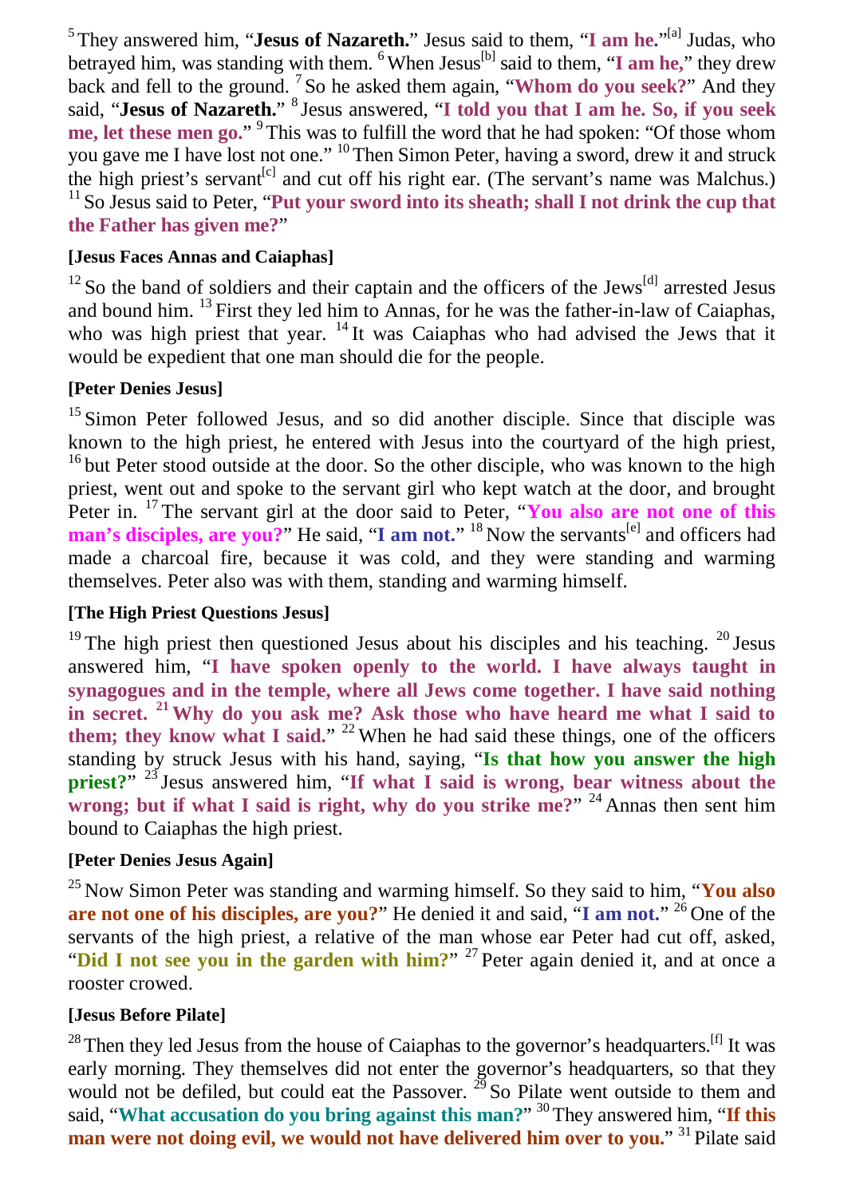[5] They answered him, "**Jesus of Nazareth.**" Jesus said to them, "**I am he.**"[a] Judas, who betrayed him, was standing with them. [6] When Jesus[b] said to them, "**I am he,**" they drew back and fell to the ground. [7] So he asked them again, "**Whom do you seek?**" And they said, "**Jesus of Nazareth.**" [8] Jesus answered, "**I told you that I am he. So, if you seek me, let these men go.**" [9] This was to fulfill the word that he had spoken: "Of those whom you gave me I have lost not one." [10] Then Simon Peter, having a sword, drew it and struck the high priest's servant[c] and cut off his right ear. (The servant's name was Malchus.) [11] So Jesus said to Peter, "**Put your sword into its sheath; shall I not drink the cup that the Father has given me?**"

**[Jesus Faces Annas and Caiaphas]**

[12] So the band of soldiers and their captain and the officers of the Jews[d] arrested Jesus and bound him. [13] First they led him to Annas, for he was the father-in-law of Caiaphas, who was high priest that year. [14] It was Caiaphas who had advised the Jews that it would be expedient that one man should die for the people.

**[Peter Denies Jesus]**

[15] Simon Peter followed Jesus, and so did another disciple. Since that disciple was known to the high priest, he entered with Jesus into the courtyard of the high priest, [16] but Peter stood outside at the door. So the other disciple, who was known to the high priest, went out and spoke to the servant girl who kept watch at the door, and brought Peter in. [17] The servant girl at the door said to Peter, "**You also are not one of this man's disciples, are you?**" He said, "**I am not.**" [18] Now the servants[e] and officers had made a charcoal fire, because it was cold, and they were standing and warming themselves. Peter also was with them, standing and warming himself.

**[The High Priest Questions Jesus]**

[19] The high priest then questioned Jesus about his disciples and his teaching. [20] Jesus answered him, "**I have spoken openly to the world. I have always taught in synagogues and in the temple, where all Jews come together. I have said nothing in secret. [21] Why do you ask me? Ask those who have heard me what I said to them; they know what I said.**" [22] When he had said these things, one of the officers standing by struck Jesus with his hand, saying, "**Is that how you answer the high priest?**" [23] Jesus answered him, "**If what I said is wrong, bear witness about the wrong; but if what I said is right, why do you strike me?**" [24] Annas then sent him bound to Caiaphas the high priest.

**[Peter Denies Jesus Again]**

[25] Now Simon Peter was standing and warming himself. So they said to him, "**You also are not one of his disciples, are you?**" He denied it and said, "**I am not.**" [26] One of the servants of the high priest, a relative of the man whose ear Peter had cut off, asked, "**Did I not see you in the garden with him?**" [27] Peter again denied it, and at once a rooster crowed.

**[Jesus Before Pilate]**

[28] Then they led Jesus from the house of Caiaphas to the governor's headquarters.[f] It was early morning. They themselves did not enter the governor's headquarters, so that they would not be defiled, but could eat the Passover. [29] So Pilate went outside to them and said, "**What accusation do you bring against this man?**" [30] They answered him, "**If this man were not doing evil, we would not have delivered him over to you.**" [31] Pilate said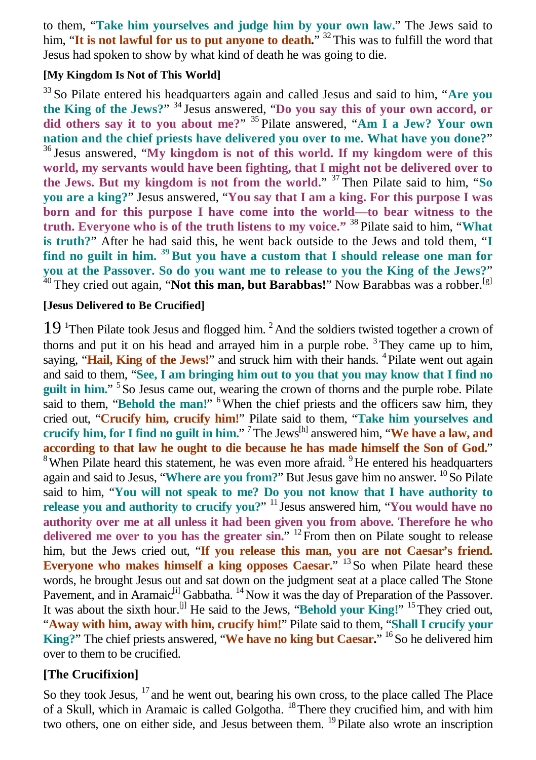to them, "**Take him yourselves and judge him by your own law.**" The Jews said to him, "**It is not lawful for us to put anyone to death.**" [32] This was to fulfill the word that Jesus had spoken to show by what kind of death he was going to die.

### [My Kingdom Is Not of This World]

[33] So Pilate entered his headquarters again and called Jesus and said to him, "**Are you the King of the Jews?**" [34] Jesus answered, "**Do you say this of your own accord, or did others say it to you about me?**" [35] Pilate answered, "**Am I a Jew? Your own nation and the chief priests have delivered you over to me. What have you done?**" [36] Jesus answered, "**My kingdom is not of this world. If my kingdom were of this world, my servants would have been fighting, that I might not be delivered over to the Jews. But my kingdom is not from the world.**" [37] Then Pilate said to him, "**So you are a king?**" Jesus answered, "**You say that I am a king. For this purpose I was born and for this purpose I have come into the world—to bear witness to the truth. Everyone who is of the truth listens to my voice.**" [38] Pilate said to him, "**What is truth?**" After he had said this, he went back outside to the Jews and told them, "**I find no guilt in him. [39] But you have a custom that I should release one man for you at the Passover. So do you want me to release to you the King of the Jews?**" [40] They cried out again, "**Not this man, but Barabbas!**" Now Barabbas was a robber.[g]

### [Jesus Delivered to Be Crucified]

19 [1] Then Pilate took Jesus and flogged him. [2] And the soldiers twisted together a crown of thorns and put it on his head and arrayed him in a purple robe. [3] They came up to him, saying, "**Hail, King of the Jews!**" and struck him with their hands. [4] Pilate went out again and said to them, "**See, I am bringing him out to you that you may know that I find no guilt in him.**" [5] So Jesus came out, wearing the crown of thorns and the purple robe. Pilate said to them, "**Behold the man!**" [6] When the chief priests and the officers saw him, they cried out, "**Crucify him, crucify him!**" Pilate said to them, "**Take him yourselves and crucify him, for I find no guilt in him.**" [7] The Jews[h] answered him, "**We have a law, and according to that law he ought to die because he has made himself the Son of God.**" [8] When Pilate heard this statement, he was even more afraid. [9] He entered his headquarters again and said to Jesus, "**Where are you from?**" But Jesus gave him no answer. [10] So Pilate said to him, "**You will not speak to me? Do you not know that I have authority to release you and authority to crucify you?**" [11] Jesus answered him, "**You would have no authority over me at all unless it had been given you from above. Therefore he who delivered me over to you has the greater sin.**" [12] From then on Pilate sought to release him, but the Jews cried out, "**If you release this man, you are not Caesar's friend. Everyone who makes himself a king opposes Caesar.**" [13] So when Pilate heard these words, he brought Jesus out and sat down on the judgment seat at a place called The Stone Pavement, and in Aramaic[i] Gabbatha. [14] Now it was the day of Preparation of the Passover. It was about the sixth hour.[j] He said to the Jews, "**Behold your King!**" [15] They cried out, "**Away with him, away with him, crucify him!**" Pilate said to them, "**Shall I crucify your King?**" The chief priests answered, "**We have no king but Caesar.**" [16] So he delivered him over to them to be crucified.

### [The Crucifixion]

So they took Jesus, [17] and he went out, bearing his own cross, to the place called The Place of a Skull, which in Aramaic is called Golgotha. [18] There they crucified him, and with him two others, one on either side, and Jesus between them. [19] Pilate also wrote an inscription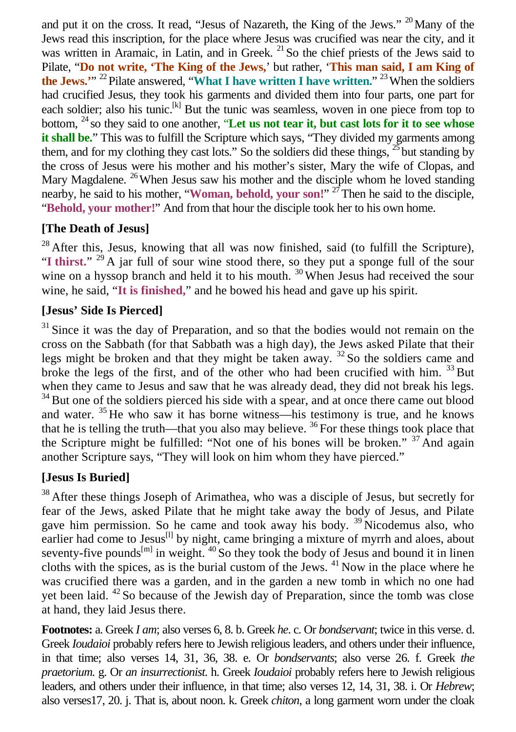and put it on the cross. It read, “Jesus of Nazareth, the King of the Jews.” [20] Many of the Jews read this inscription, for the place where Jesus was crucified was near the city, and it was written in Aramaic, in Latin, and in Greek. [21] So the chief priests of the Jews said to Pilate, “**Do not write, ‘The King of the Jews,’** but rather, ‘**This man said, I am King of the Jews.**’” [22] Pilate answered, “**What I have written I have written.**” [23] When the soldiers had crucified Jesus, they took his garments and divided them into four parts, one part for each soldier; also his tunic.[k] But the tunic was seamless, woven in one piece from top to bottom, [24] so they said to one another, “**Let us not tear it, but cast lots for it to see whose it shall be.**” This was to fulfill the Scripture which says, “They divided my garments among them, and for my clothing they cast lots.” So the soldiers did these things, [25] but standing by the cross of Jesus were his mother and his mother’s sister, Mary the wife of Clopas, and Mary Magdalene. [26] When Jesus saw his mother and the disciple whom he loved standing nearby, he said to his mother, “**Woman, behold, your son!**” [27] Then he said to the disciple, “**Behold, your mother!**” And from that hour the disciple took her to his own home.

### [The Death of Jesus]

[28] After this, Jesus, knowing that all was now finished, said (to fulfill the Scripture), “**I thirst.**” [29] A jar full of sour wine stood there, so they put a sponge full of the sour wine on a hyssop branch and held it to his mouth. [30] When Jesus had received the sour wine, he said, “**It is finished,**” and he bowed his head and gave up his spirit.

### [Jesus’ Side Is Pierced]

[31] Since it was the day of Preparation, and so that the bodies would not remain on the cross on the Sabbath (for that Sabbath was a high day), the Jews asked Pilate that their legs might be broken and that they might be taken away. [32] So the soldiers came and broke the legs of the first, and of the other who had been crucified with him. [33] But when they came to Jesus and saw that he was already dead, they did not break his legs. [34] But one of the soldiers pierced his side with a spear, and at once there came out blood and water. [35] He who saw it has borne witness—his testimony is true, and he knows that he is telling the truth—that you also may believe. [36] For these things took place that the Scripture might be fulfilled: “Not one of his bones will be broken.” [37] And again another Scripture says, “They will look on him whom they have pierced.”

### [Jesus Is Buried]

[38] After these things Joseph of Arimathea, who was a disciple of Jesus, but secretly for fear of the Jews, asked Pilate that he might take away the body of Jesus, and Pilate gave him permission. So he came and took away his body. [39] Nicodemus also, who earlier had come to Jesus[l] by night, came bringing a mixture of myrrh and aloes, about seventy-five pounds[m] in weight. [40] So they took the body of Jesus and bound it in linen cloths with the spices, as is the burial custom of the Jews. [41] Now in the place where he was crucified there was a garden, and in the garden a new tomb in which no one had yet been laid. [42] So because of the Jewish day of Preparation, since the tomb was close at hand, they laid Jesus there.

**Footnotes:** a. Greek *I am*; also verses 6, 8. b. Greek *he*. c. Or *bondservant*; twice in this verse. d. Greek *Ioudaioi* probably refers here to Jewish religious leaders, and others under their influence, in that time; also verses 14, 31, 36, 38. e. Or *bondservants*; also verse 26. f. Greek *the praetorium*. g. Or *an insurrectionist*. h. Greek *Ioudaioi* probably refers here to Jewish religious leaders, and others under their influence, in that time; also verses 12, 14, 31, 38. i. Or *Hebrew*; also verses17, 20. j. That is, about noon. k. Greek *chiton*, a long garment worn under the cloak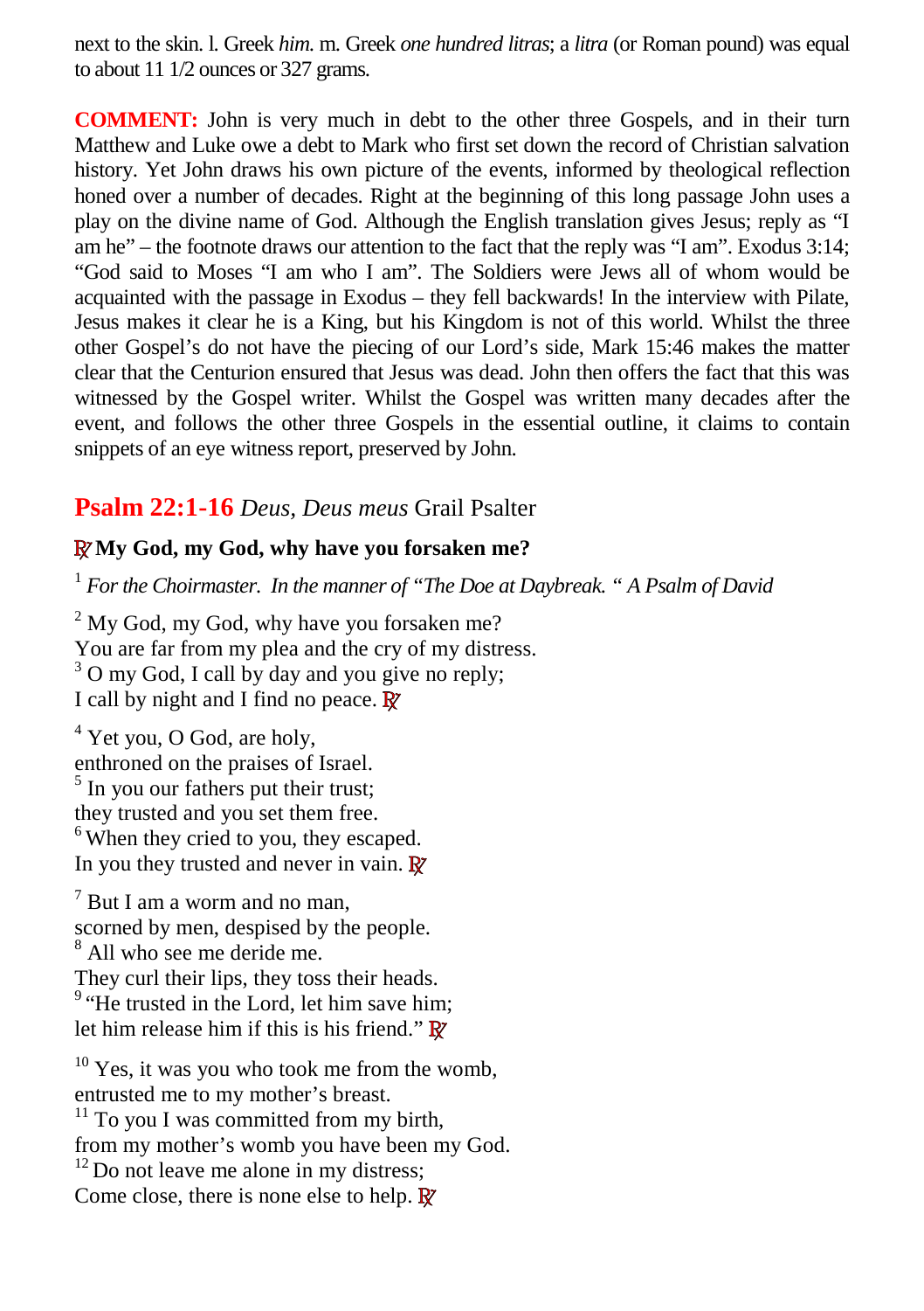next to the skin. l. Greek *him.* m. Greek *one hundred litras*; a *litra* (or Roman pound) was equal to about 11 1/2 ounces or 327 grams.

**COMMENT:** John is very much in debt to the other three Gospels, and in their turn Matthew and Luke owe a debt to Mark who first set down the record of Christian salvation history. Yet John draws his own picture of the events, informed by theological reflection honed over a number of decades. Right at the beginning of this long passage John uses a play on the divine name of God. Although the English translation gives Jesus; reply as "I am he" – the footnote draws our attention to the fact that the reply was "I am". Exodus 3:14; "God said to Moses "I am who I am". The Soldiers were Jews all of whom would be acquainted with the passage in Exodus – they fell backwards! In the interview with Pilate, Jesus makes it clear he is a King, but his Kingdom is not of this world. Whilst the three other Gospel's do not have the piecing of our Lord's side, Mark 15:46 makes the matter clear that the Centurion ensured that Jesus was dead. John then offers the fact that this was witnessed by the Gospel writer. Whilst the Gospel was written many decades after the event, and follows the other three Gospels in the essential outline, it claims to contain snippets of an eye witness report, preserved by John.

## Psalm 22:1-16 *Deus, Deus meus* Grail Psalter

**℟ My God, my God, why have you forsaken me?**

[1] *For the Choirmaster. In the manner of "The Doe at Daybreak. " A Psalm of David*

[2] My God, my God, why have you forsaken me?
You are far from my plea and the cry of my distress.
[3] O my God, I call by day and you give no reply;
I call by night and I find no peace. ℟

[4] Yet you, O God, are holy,
enthroned on the praises of Israel.
[5] In you our fathers put their trust;
they trusted and you set them free.
[6] When they cried to you, they escaped.
In you they trusted and never in vain. ℟

[7] But I am a worm and no man,
scorned by men, despised by the people.
[8] All who see me deride me.
They curl their lips, they toss their heads.
[9] "He trusted in the Lord, let him save him;
let him release him if this is his friend." ℟

[10] Yes, it was you who took me from the womb,
entrusted me to my mother's breast.
[11] To you I was committed from my birth,
from my mother's womb you have been my God.
[12] Do not leave me alone in my distress;
Come close, there is none else to help. ℟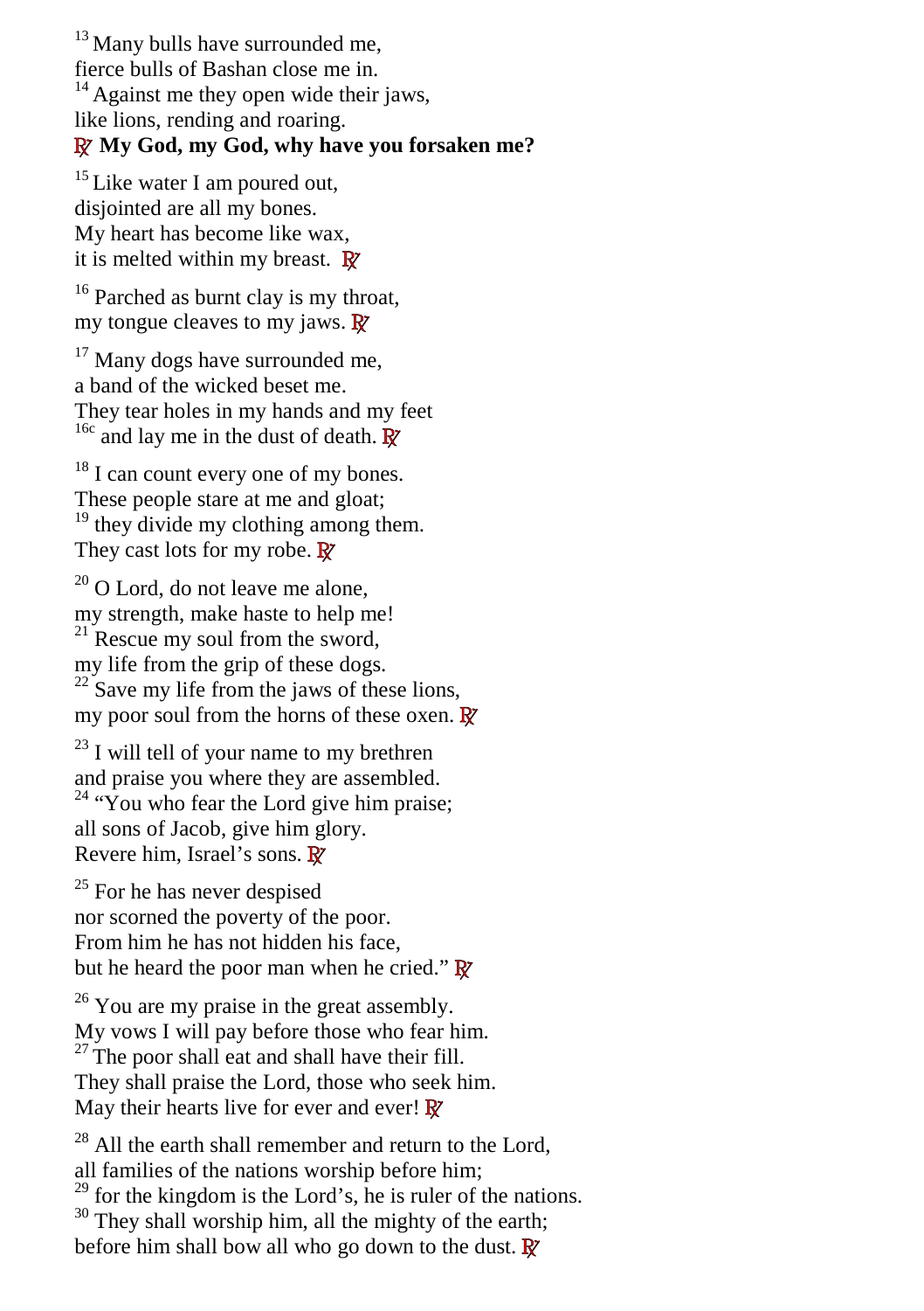[13] Many bulls have surrounded me,
fierce bulls of Bashan close me in.
[14] Against me they open wide their jaws,
like lions, rending and roaring.
**℟ My God, my God, why have you forsaken me?**

[15] Like water I am poured out,
disjointed are all my bones.
My heart has become like wax,
it is melted within my breast. ℟

[16] Parched as burnt clay is my throat,
my tongue cleaves to my jaws. ℟

[17] Many dogs have surrounded me,
a band of the wicked beset me.
They tear holes in my hands and my feet
[16c] and lay me in the dust of death. ℟

[18] I can count every one of my bones.
These people stare at me and gloat;
[19] they divide my clothing among them.
They cast lots for my robe. ℟

[20] O Lord, do not leave me alone,
my strength, make haste to help me!
[21] Rescue my soul from the sword,
my life from the grip of these dogs.
[22] Save my life from the jaws of these lions,
my poor soul from the horns of these oxen. ℟

[23] I will tell of your name to my brethren
and praise you where they are assembled.
[24] "You who fear the Lord give him praise;
all sons of Jacob, give him glory.
Revere him, Israel's sons. ℟

[25] For he has never despised
nor scorned the poverty of the poor.
From him he has not hidden his face,
but he heard the poor man when he cried." ℟

[26] You are my praise in the great assembly.
My vows I will pay before those who fear him.
[27] The poor shall eat and shall have their fill.
They shall praise the Lord, those who seek him.
May their hearts live for ever and ever! ℟

[28] All the earth shall remember and return to the Lord,
all families of the nations worship before him;
[29] for the kingdom is the Lord's, he is ruler of the nations.
[30] They shall worship him, all the mighty of the earth;
before him shall bow all who go down to the dust. ℟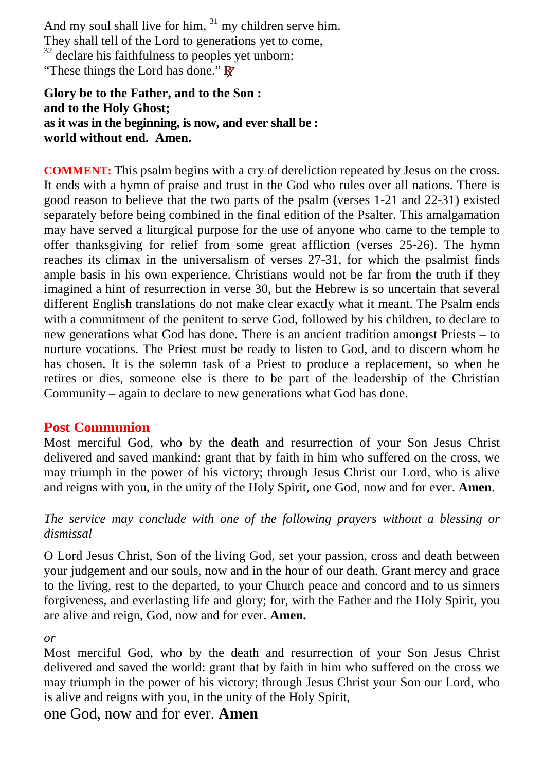And my soul shall live for him, [31] my children serve him.
They shall tell of the Lord to generations yet to come,
[32] declare his faithfulness to peoples yet unborn:
"These things the Lord has done." ℟

**Glory be to the Father, and to the Son :**
**and to the Holy Ghost;**
**as it was in the beginning, is now, and ever shall be :**
**world without end. Amen.**

**COMMENT:** This psalm begins with a cry of dereliction repeated by Jesus on the cross. It ends with a hymn of praise and trust in the God who rules over all nations. There is good reason to believe that the two parts of the psalm (verses 1-21 and 22-31) existed separately before being combined in the final edition of the Psalter. This amalgamation may have served a liturgical purpose for the use of anyone who came to the temple to offer thanksgiving for relief from some great affliction (verses 25-26). The hymn reaches its climax in the universalism of verses 27-31, for which the psalmist finds ample basis in his own experience. Christians would not be far from the truth if they imagined a hint of resurrection in verse 30, but the Hebrew is so uncertain that several different English translations do not make clear exactly what it meant. The Psalm ends with a commitment of the penitent to serve God, followed by his children, to declare to new generations what God has done. There is an ancient tradition amongst Priests – to nurture vocations. The Priest must be ready to listen to God, and to discern whom he has chosen. It is the solemn task of a Priest to produce a replacement, so when he retires or dies, someone else is there to be part of the leadership of the Christian Community – again to declare to new generations what God has done.

## Post Communion

Most merciful God, who by the death and resurrection of your Son Jesus Christ delivered and saved mankind: grant that by faith in him who suffered on the cross, we may triumph in the power of his victory; through Jesus Christ our Lord, who is alive and reigns with you, in the unity of the Holy Spirit, one God, now and for ever. **Amen**.

*The service may conclude with one of the following prayers without a blessing or dismissal*

O Lord Jesus Christ, Son of the living God, set your passion, cross and death between your judgement and our souls, now and in the hour of our death. Grant mercy and grace to the living, rest to the departed, to your Church peace and concord and to us sinners forgiveness, and everlasting life and glory; for, with the Father and the Holy Spirit, you are alive and reign, God, now and for ever. **Amen.**

*or*

Most merciful God, who by the death and resurrection of your Son Jesus Christ delivered and saved the world: grant that by faith in him who suffered on the cross we may triumph in the power of his victory; through Jesus Christ your Son our Lord, who is alive and reigns with you, in the unity of the Holy Spirit,
one God, now and for ever. **Amen**